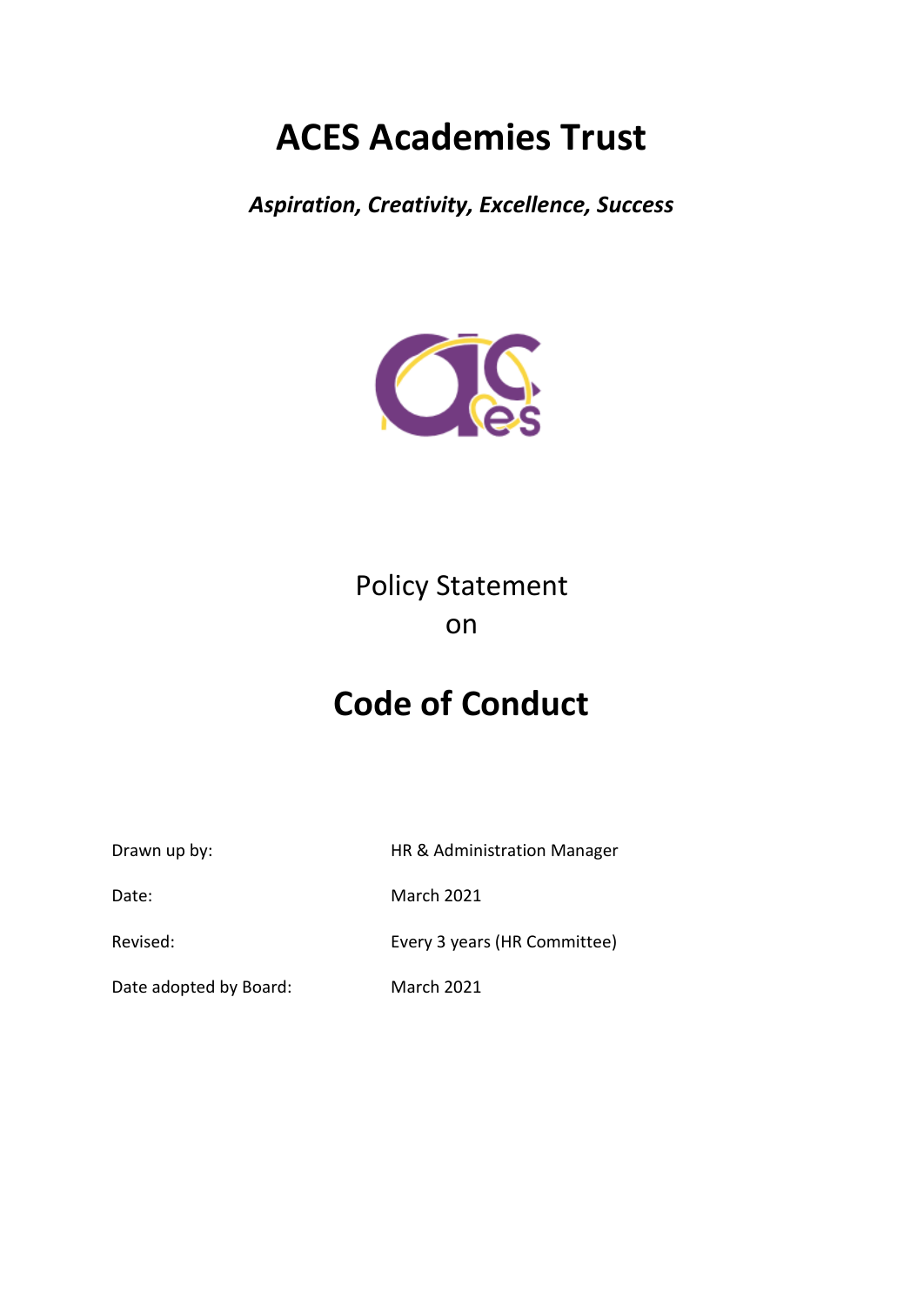# ACES Academies Trust

***Aspiration, Creativity, Excellence, Success***

Policy Statement
on

# Code of Conduct

| | |
|---|---|
| Drawn up by: | HR & Administration Manager |
| Date: | March 2021 |
| Revised: | Every 3 years (HR Committee) |
| Date adopted by Board: | March 2021 |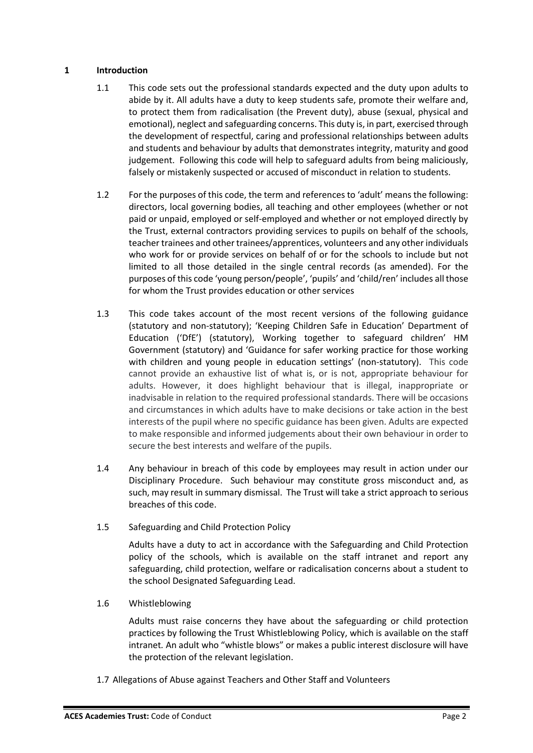## 1 Introduction

1.1 This code sets out the professional standards expected and the duty upon adults to abide by it. All adults have a duty to keep students safe, promote their welfare and, to protect them from radicalisation (the Prevent duty), abuse (sexual, physical and emotional), neglect and safeguarding concerns. This duty is, in part, exercised through the development of respectful, caring and professional relationships between adults and students and behaviour by adults that demonstrates integrity, maturity and good judgement. Following this code will help to safeguard adults from being maliciously, falsely or mistakenly suspected or accused of misconduct in relation to students.

1.2 For the purposes of this code, the term and references to 'adult' means the following: directors, local governing bodies, all teaching and other employees (whether or not paid or unpaid, employed or self-employed and whether or not employed directly by the Trust, external contractors providing services to pupils on behalf of the schools, teacher trainees and other trainees/apprentices, volunteers and any other individuals who work for or provide services on behalf of or for the schools to include but not limited to all those detailed in the single central records (as amended). For the purposes of this code 'young person/people', 'pupils' and 'child/ren' includes all those for whom the Trust provides education or other services

1.3 This code takes account of the most recent versions of the following guidance (statutory and non-statutory); 'Keeping Children Safe in Education' Department of Education ('DfE') (statutory), Working together to safeguard children' HM Government (statutory) and 'Guidance for safer working practice for those working with children and young people in education settings' (non-statutory). This code cannot provide an exhaustive list of what is, or is not, appropriate behaviour for adults. However, it does highlight behaviour that is illegal, inappropriate or inadvisable in relation to the required professional standards. There will be occasions and circumstances in which adults have to make decisions or take action in the best interests of the pupil where no specific guidance has been given. Adults are expected to make responsible and informed judgements about their own behaviour in order to secure the best interests and welfare of the pupils.

1.4 Any behaviour in breach of this code by employees may result in action under our Disciplinary Procedure. Such behaviour may constitute gross misconduct and, as such, may result in summary dismissal. The Trust will take a strict approach to serious breaches of this code.

1.5 Safeguarding and Child Protection Policy

Adults have a duty to act in accordance with the Safeguarding and Child Protection policy of the schools, which is available on the staff intranet and report any safeguarding, child protection, welfare or radicalisation concerns about a student to the school Designated Safeguarding Lead.

1.6 Whistleblowing

Adults must raise concerns they have about the safeguarding or child protection practices by following the Trust Whistleblowing Policy, which is available on the staff intranet. An adult who "whistle blows" or makes a public interest disclosure will have the protection of the relevant legislation.

1.7 Allegations of Abuse against Teachers and Other Staff and Volunteers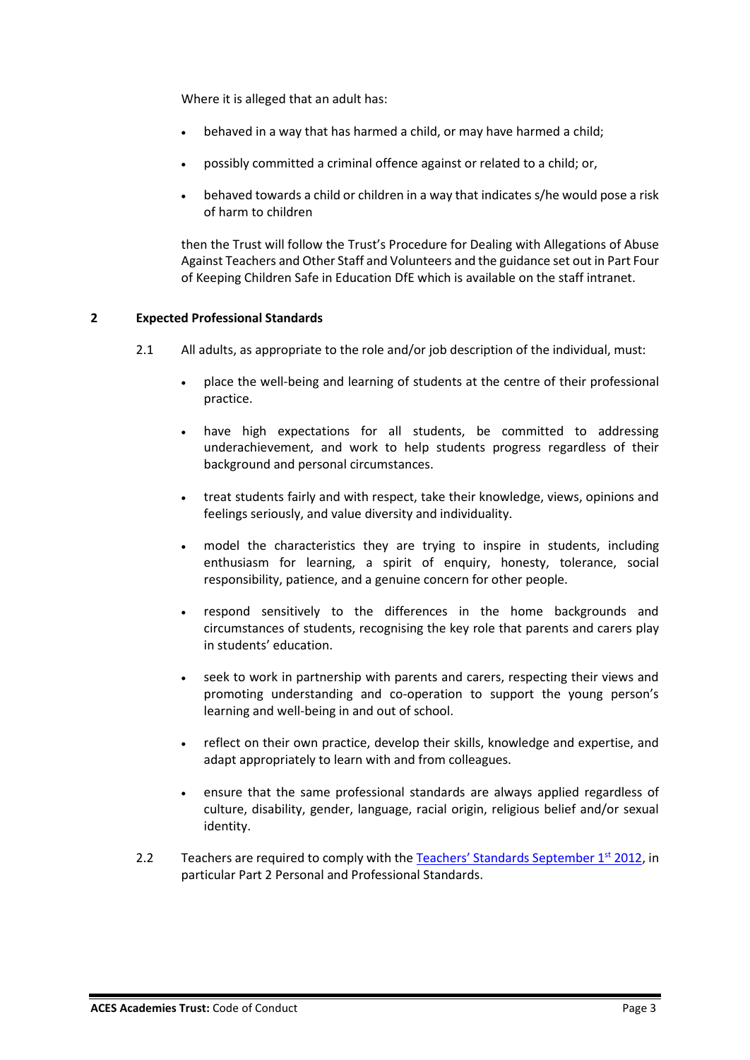Where it is alleged that an adult has:

- behaved in a way that has harmed a child, or may have harmed a child;
- possibly committed a criminal offence against or related to a child; or,
- behaved towards a child or children in a way that indicates s/he would pose a risk of harm to children

then the Trust will follow the Trust's Procedure for Dealing with Allegations of Abuse Against Teachers and Other Staff and Volunteers and the guidance set out in Part Four of Keeping Children Safe in Education DfE which is available on the staff intranet.

## 2 Expected Professional Standards

2.1 All adults, as appropriate to the role and/or job description of the individual, must:

- place the well-being and learning of students at the centre of their professional practice.
- have high expectations for all students, be committed to addressing underachievement, and work to help students progress regardless of their background and personal circumstances.
- treat students fairly and with respect, take their knowledge, views, opinions and feelings seriously, and value diversity and individuality.
- model the characteristics they are trying to inspire in students, including enthusiasm for learning, a spirit of enquiry, honesty, tolerance, social responsibility, patience, and a genuine concern for other people.
- respond sensitively to the differences in the home backgrounds and circumstances of students, recognising the key role that parents and carers play in students' education.
- seek to work in partnership with parents and carers, respecting their views and promoting understanding and co-operation to support the young person's learning and well-being in and out of school.
- reflect on their own practice, develop their skills, knowledge and expertise, and adapt appropriately to learn with and from colleagues.
- ensure that the same professional standards are always applied regardless of culture, disability, gender, language, racial origin, religious belief and/or sexual identity.

2.2 Teachers are required to comply with the Teachers' Standards September 1st 2012, in particular Part 2 Personal and Professional Standards.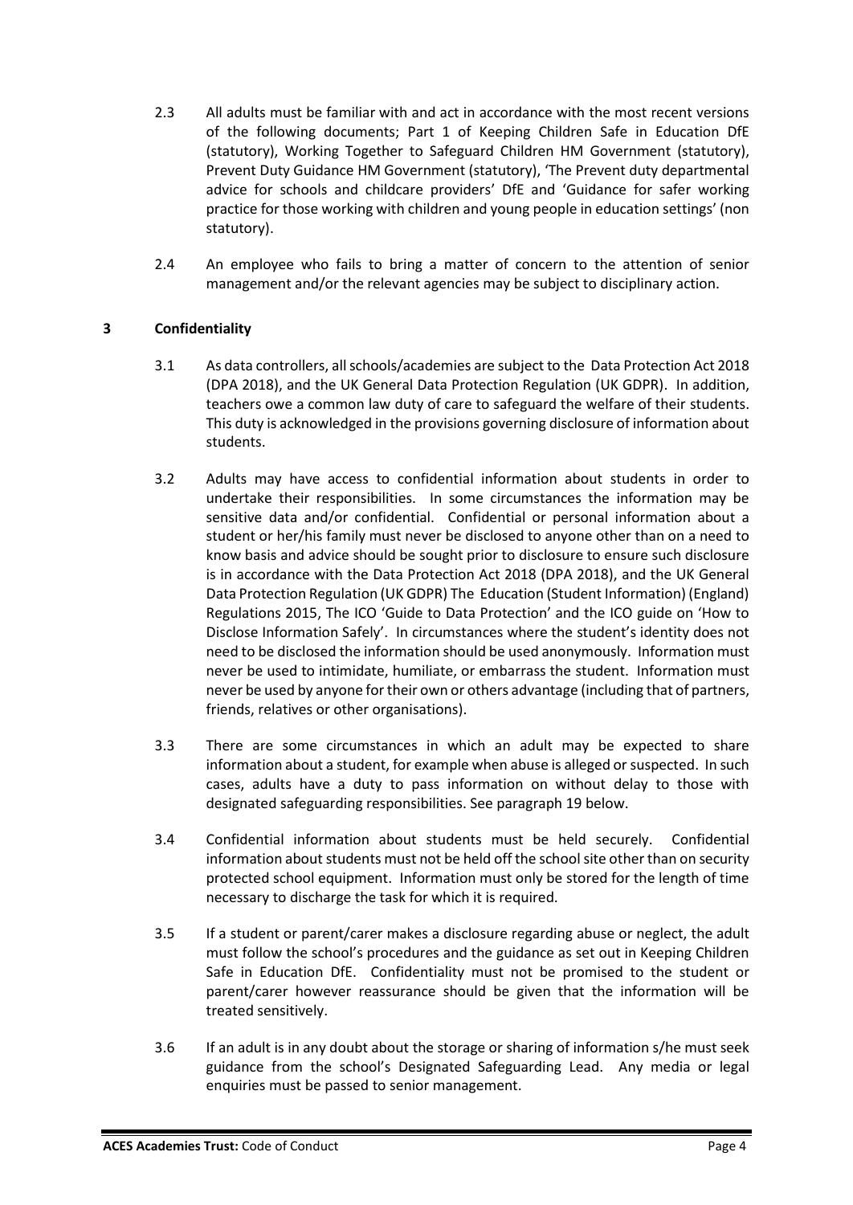2.3 All adults must be familiar with and act in accordance with the most recent versions of the following documents; Part 1 of Keeping Children Safe in Education DfE (statutory), Working Together to Safeguard Children HM Government (statutory), Prevent Duty Guidance HM Government (statutory), 'The Prevent duty departmental advice for schools and childcare providers' DfE and 'Guidance for safer working practice for those working with children and young people in education settings' (non statutory).

2.4 An employee who fails to bring a matter of concern to the attention of senior management and/or the relevant agencies may be subject to disciplinary action.

## 3 Confidentiality

3.1 As data controllers, all schools/academies are subject to the Data Protection Act 2018 (DPA 2018), and the UK General Data Protection Regulation (UK GDPR). In addition, teachers owe a common law duty of care to safeguard the welfare of their students. This duty is acknowledged in the provisions governing disclosure of information about students.

3.2 Adults may have access to confidential information about students in order to undertake their responsibilities. In some circumstances the information may be sensitive data and/or confidential. Confidential or personal information about a student or her/his family must never be disclosed to anyone other than on a need to know basis and advice should be sought prior to disclosure to ensure such disclosure is in accordance with the Data Protection Act 2018 (DPA 2018), and the UK General Data Protection Regulation (UK GDPR) The Education (Student Information) (England) Regulations 2015, The ICO 'Guide to Data Protection' and the ICO guide on 'How to Disclose Information Safely'. In circumstances where the student's identity does not need to be disclosed the information should be used anonymously. Information must never be used to intimidate, humiliate, or embarrass the student. Information must never be used by anyone for their own or others advantage (including that of partners, friends, relatives or other organisations).

3.3 There are some circumstances in which an adult may be expected to share information about a student, for example when abuse is alleged or suspected. In such cases, adults have a duty to pass information on without delay to those with designated safeguarding responsibilities. See paragraph 19 below.

3.4 Confidential information about students must be held securely. Confidential information about students must not be held off the school site other than on security protected school equipment. Information must only be stored for the length of time necessary to discharge the task for which it is required.

3.5 If a student or parent/carer makes a disclosure regarding abuse or neglect, the adult must follow the school's procedures and the guidance as set out in Keeping Children Safe in Education DfE. Confidentiality must not be promised to the student or parent/carer however reassurance should be given that the information will be treated sensitively.

3.6 If an adult is in any doubt about the storage or sharing of information s/he must seek guidance from the school's Designated Safeguarding Lead. Any media or legal enquiries must be passed to senior management.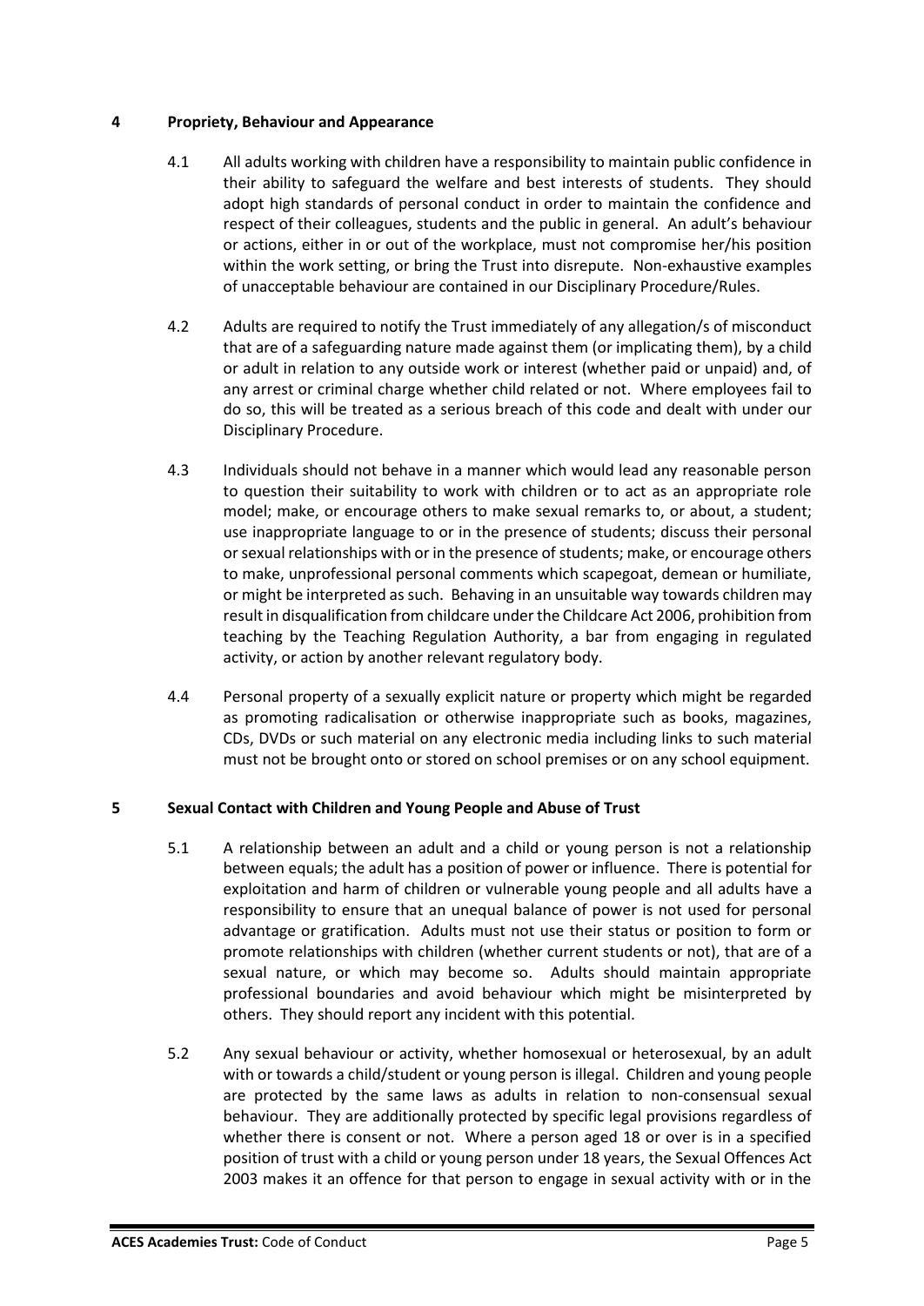## 4 Propriety, Behaviour and Appearance

4.1 All adults working with children have a responsibility to maintain public confidence in their ability to safeguard the welfare and best interests of students. They should adopt high standards of personal conduct in order to maintain the confidence and respect of their colleagues, students and the public in general. An adult's behaviour or actions, either in or out of the workplace, must not compromise her/his position within the work setting, or bring the Trust into disrepute. Non-exhaustive examples of unacceptable behaviour are contained in our Disciplinary Procedure/Rules.

4.2 Adults are required to notify the Trust immediately of any allegation/s of misconduct that are of a safeguarding nature made against them (or implicating them), by a child or adult in relation to any outside work or interest (whether paid or unpaid) and, of any arrest or criminal charge whether child related or not. Where employees fail to do so, this will be treated as a serious breach of this code and dealt with under our Disciplinary Procedure.

4.3 Individuals should not behave in a manner which would lead any reasonable person to question their suitability to work with children or to act as an appropriate role model; make, or encourage others to make sexual remarks to, or about, a student; use inappropriate language to or in the presence of students; discuss their personal or sexual relationships with or in the presence of students; make, or encourage others to make, unprofessional personal comments which scapegoat, demean or humiliate, or might be interpreted as such. Behaving in an unsuitable way towards children may result in disqualification from childcare under the Childcare Act 2006, prohibition from teaching by the Teaching Regulation Authority, a bar from engaging in regulated activity, or action by another relevant regulatory body.

4.4 Personal property of a sexually explicit nature or property which might be regarded as promoting radicalisation or otherwise inappropriate such as books, magazines, CDs, DVDs or such material on any electronic media including links to such material must not be brought onto or stored on school premises or on any school equipment.

## 5 Sexual Contact with Children and Young People and Abuse of Trust

5.1 A relationship between an adult and a child or young person is not a relationship between equals; the adult has a position of power or influence. There is potential for exploitation and harm of children or vulnerable young people and all adults have a responsibility to ensure that an unequal balance of power is not used for personal advantage or gratification. Adults must not use their status or position to form or promote relationships with children (whether current students or not), that are of a sexual nature, or which may become so. Adults should maintain appropriate professional boundaries and avoid behaviour which might be misinterpreted by others. They should report any incident with this potential.

5.2 Any sexual behaviour or activity, whether homosexual or heterosexual, by an adult with or towards a child/student or young person is illegal. Children and young people are protected by the same laws as adults in relation to non-consensual sexual behaviour. They are additionally protected by specific legal provisions regardless of whether there is consent or not. Where a person aged 18 or over is in a specified position of trust with a child or young person under 18 years, the Sexual Offences Act 2003 makes it an offence for that person to engage in sexual activity with or in the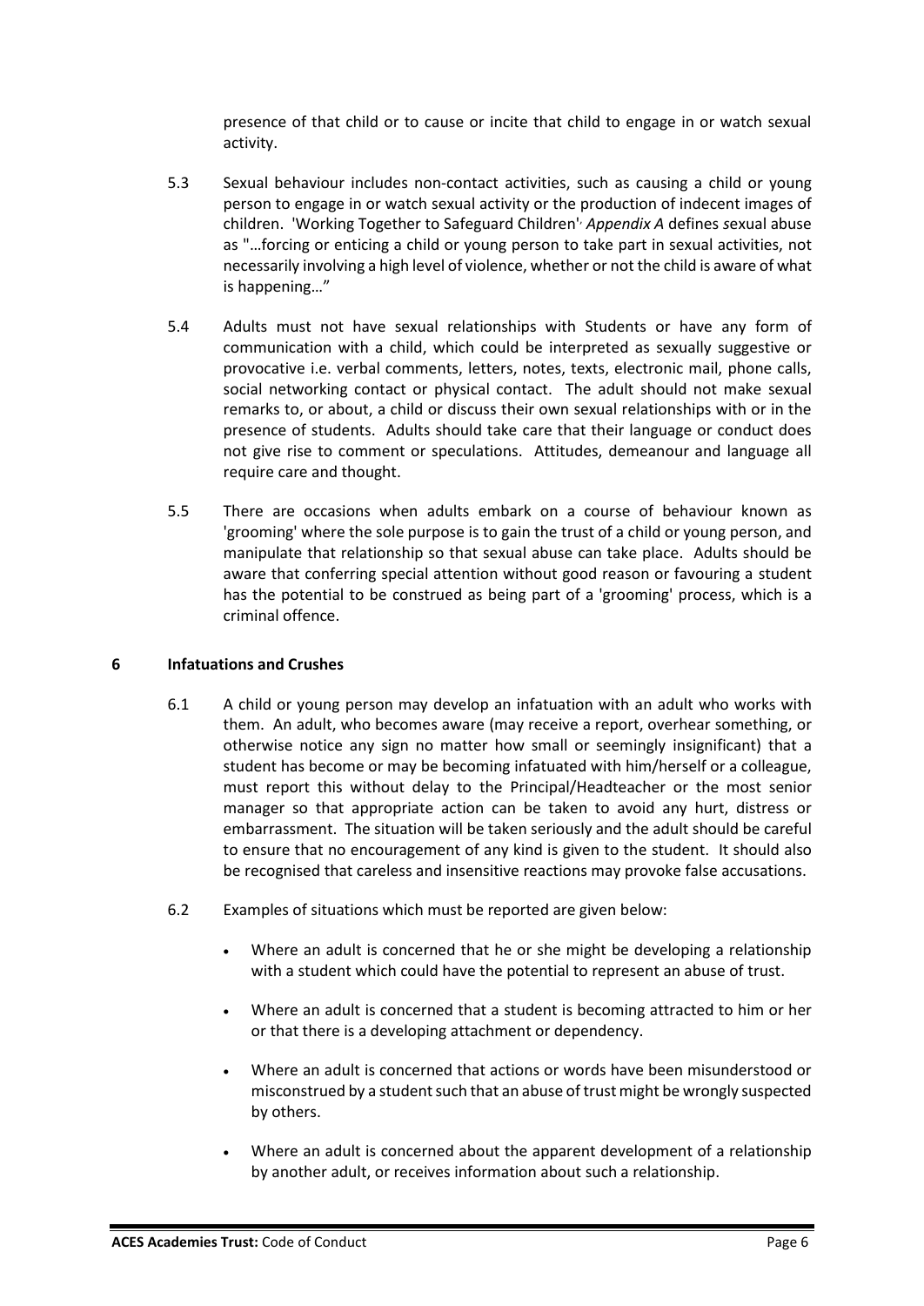presence of that child or to cause or incite that child to engage in or watch sexual activity.

5.3 Sexual behaviour includes non-contact activities, such as causing a child or young person to engage in or watch sexual activity or the production of indecent images of children. 'Working Together to Safeguard Children', *Appendix A* defines sexual abuse as "…forcing or enticing a child or young person to take part in sexual activities, not necessarily involving a high level of violence, whether or not the child is aware of what is happening…"

5.4 Adults must not have sexual relationships with Students or have any form of communication with a child, which could be interpreted as sexually suggestive or provocative i.e. verbal comments, letters, notes, texts, electronic mail, phone calls, social networking contact or physical contact. The adult should not make sexual remarks to, or about, a child or discuss their own sexual relationships with or in the presence of students. Adults should take care that their language or conduct does not give rise to comment or speculations. Attitudes, demeanour and language all require care and thought.

5.5 There are occasions when adults embark on a course of behaviour known as 'grooming' where the sole purpose is to gain the trust of a child or young person, and manipulate that relationship so that sexual abuse can take place. Adults should be aware that conferring special attention without good reason or favouring a student has the potential to be construed as being part of a 'grooming' process, which is a criminal offence.

## 6 Infatuations and Crushes

6.1 A child or young person may develop an infatuation with an adult who works with them. An adult, who becomes aware (may receive a report, overhear something, or otherwise notice any sign no matter how small or seemingly insignificant) that a student has become or may be becoming infatuated with him/herself or a colleague, must report this without delay to the Principal/Headteacher or the most senior manager so that appropriate action can be taken to avoid any hurt, distress or embarrassment. The situation will be taken seriously and the adult should be careful to ensure that no encouragement of any kind is given to the student. It should also be recognised that careless and insensitive reactions may provoke false accusations.

6.2 Examples of situations which must be reported are given below:

- Where an adult is concerned that he or she might be developing a relationship with a student which could have the potential to represent an abuse of trust.
- Where an adult is concerned that a student is becoming attracted to him or her or that there is a developing attachment or dependency.
- Where an adult is concerned that actions or words have been misunderstood or misconstrued by a student such that an abuse of trust might be wrongly suspected by others.
- Where an adult is concerned about the apparent development of a relationship by another adult, or receives information about such a relationship.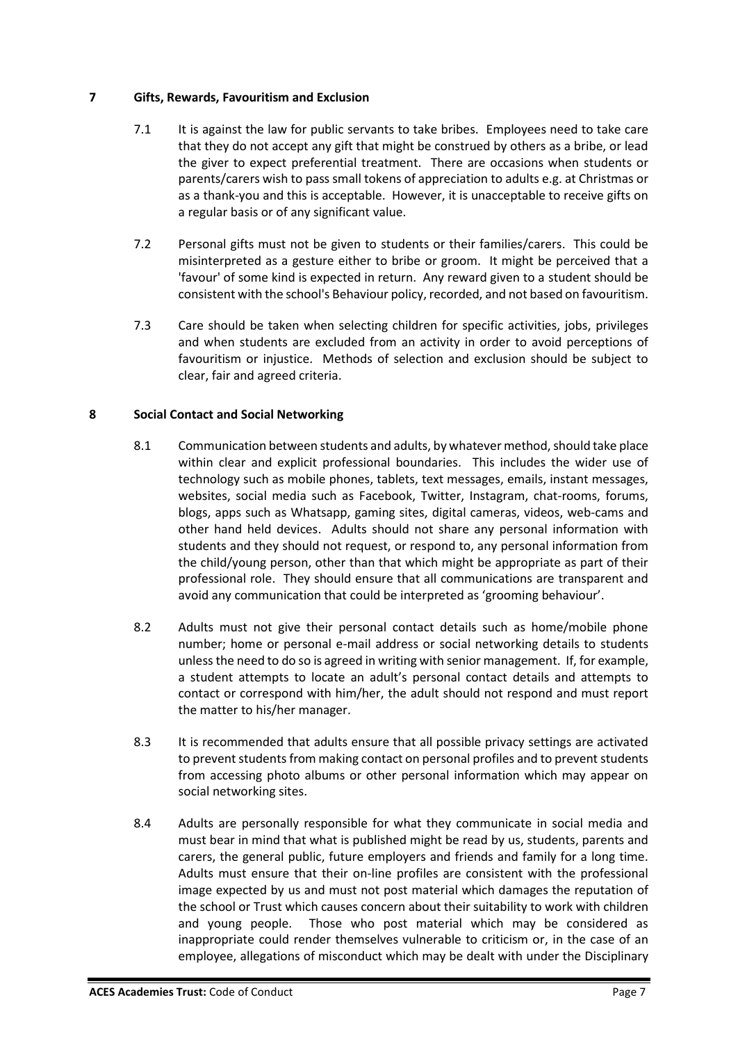## 7 Gifts, Rewards, Favouritism and Exclusion

7.1 It is against the law for public servants to take bribes. Employees need to take care that they do not accept any gift that might be construed by others as a bribe, or lead the giver to expect preferential treatment. There are occasions when students or parents/carers wish to pass small tokens of appreciation to adults e.g. at Christmas or as a thank-you and this is acceptable. However, it is unacceptable to receive gifts on a regular basis or of any significant value.

7.2 Personal gifts must not be given to students or their families/carers. This could be misinterpreted as a gesture either to bribe or groom. It might be perceived that a 'favour' of some kind is expected in return. Any reward given to a student should be consistent with the school's Behaviour policy, recorded, and not based on favouritism.

7.3 Care should be taken when selecting children for specific activities, jobs, privileges and when students are excluded from an activity in order to avoid perceptions of favouritism or injustice. Methods of selection and exclusion should be subject to clear, fair and agreed criteria.

## 8 Social Contact and Social Networking

8.1 Communication between students and adults, by whatever method, should take place within clear and explicit professional boundaries. This includes the wider use of technology such as mobile phones, tablets, text messages, emails, instant messages, websites, social media such as Facebook, Twitter, Instagram, chat-rooms, forums, blogs, apps such as Whatsapp, gaming sites, digital cameras, videos, web-cams and other hand held devices. Adults should not share any personal information with students and they should not request, or respond to, any personal information from the child/young person, other than that which might be appropriate as part of their professional role. They should ensure that all communications are transparent and avoid any communication that could be interpreted as 'grooming behaviour'.

8.2 Adults must not give their personal contact details such as home/mobile phone number; home or personal e-mail address or social networking details to students unless the need to do so is agreed in writing with senior management. If, for example, a student attempts to locate an adult's personal contact details and attempts to contact or correspond with him/her, the adult should not respond and must report the matter to his/her manager.

8.3 It is recommended that adults ensure that all possible privacy settings are activated to prevent students from making contact on personal profiles and to prevent students from accessing photo albums or other personal information which may appear on social networking sites.

8.4 Adults are personally responsible for what they communicate in social media and must bear in mind that what is published might be read by us, students, parents and carers, the general public, future employers and friends and family for a long time. Adults must ensure that their on-line profiles are consistent with the professional image expected by us and must not post material which damages the reputation of the school or Trust which causes concern about their suitability to work with children and young people. Those who post material which may be considered as inappropriate could render themselves vulnerable to criticism or, in the case of an employee, allegations of misconduct which may be dealt with under the Disciplinary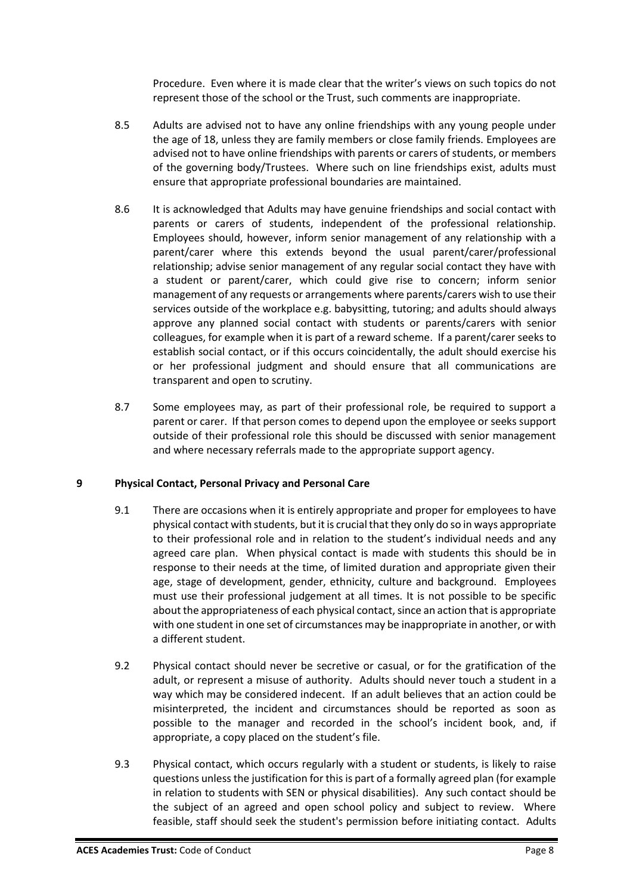Procedure. Even where it is made clear that the writer's views on such topics do not represent those of the school or the Trust, such comments are inappropriate.

8.5 Adults are advised not to have any online friendships with any young people under the age of 18, unless they are family members or close family friends. Employees are advised not to have online friendships with parents or carers of students, or members of the governing body/Trustees. Where such on line friendships exist, adults must ensure that appropriate professional boundaries are maintained.

8.6 It is acknowledged that Adults may have genuine friendships and social contact with parents or carers of students, independent of the professional relationship. Employees should, however, inform senior management of any relationship with a parent/carer where this extends beyond the usual parent/carer/professional relationship; advise senior management of any regular social contact they have with a student or parent/carer, which could give rise to concern; inform senior management of any requests or arrangements where parents/carers wish to use their services outside of the workplace e.g. babysitting, tutoring; and adults should always approve any planned social contact with students or parents/carers with senior colleagues, for example when it is part of a reward scheme. If a parent/carer seeks to establish social contact, or if this occurs coincidentally, the adult should exercise his or her professional judgment and should ensure that all communications are transparent and open to scrutiny.

8.7 Some employees may, as part of their professional role, be required to support a parent or carer. If that person comes to depend upon the employee or seeks support outside of their professional role this should be discussed with senior management and where necessary referrals made to the appropriate support agency.

## 9 Physical Contact, Personal Privacy and Personal Care

9.1 There are occasions when it is entirely appropriate and proper for employees to have physical contact with students, but it is crucial that they only do so in ways appropriate to their professional role and in relation to the student's individual needs and any agreed care plan. When physical contact is made with students this should be in response to their needs at the time, of limited duration and appropriate given their age, stage of development, gender, ethnicity, culture and background. Employees must use their professional judgement at all times. It is not possible to be specific about the appropriateness of each physical contact, since an action that is appropriate with one student in one set of circumstances may be inappropriate in another, or with a different student.

9.2 Physical contact should never be secretive or casual, or for the gratification of the adult, or represent a misuse of authority. Adults should never touch a student in a way which may be considered indecent. If an adult believes that an action could be misinterpreted, the incident and circumstances should be reported as soon as possible to the manager and recorded in the school's incident book, and, if appropriate, a copy placed on the student's file.

9.3 Physical contact, which occurs regularly with a student or students, is likely to raise questions unless the justification for this is part of a formally agreed plan (for example in relation to students with SEN or physical disabilities). Any such contact should be the subject of an agreed and open school policy and subject to review. Where feasible, staff should seek the student's permission before initiating contact. Adults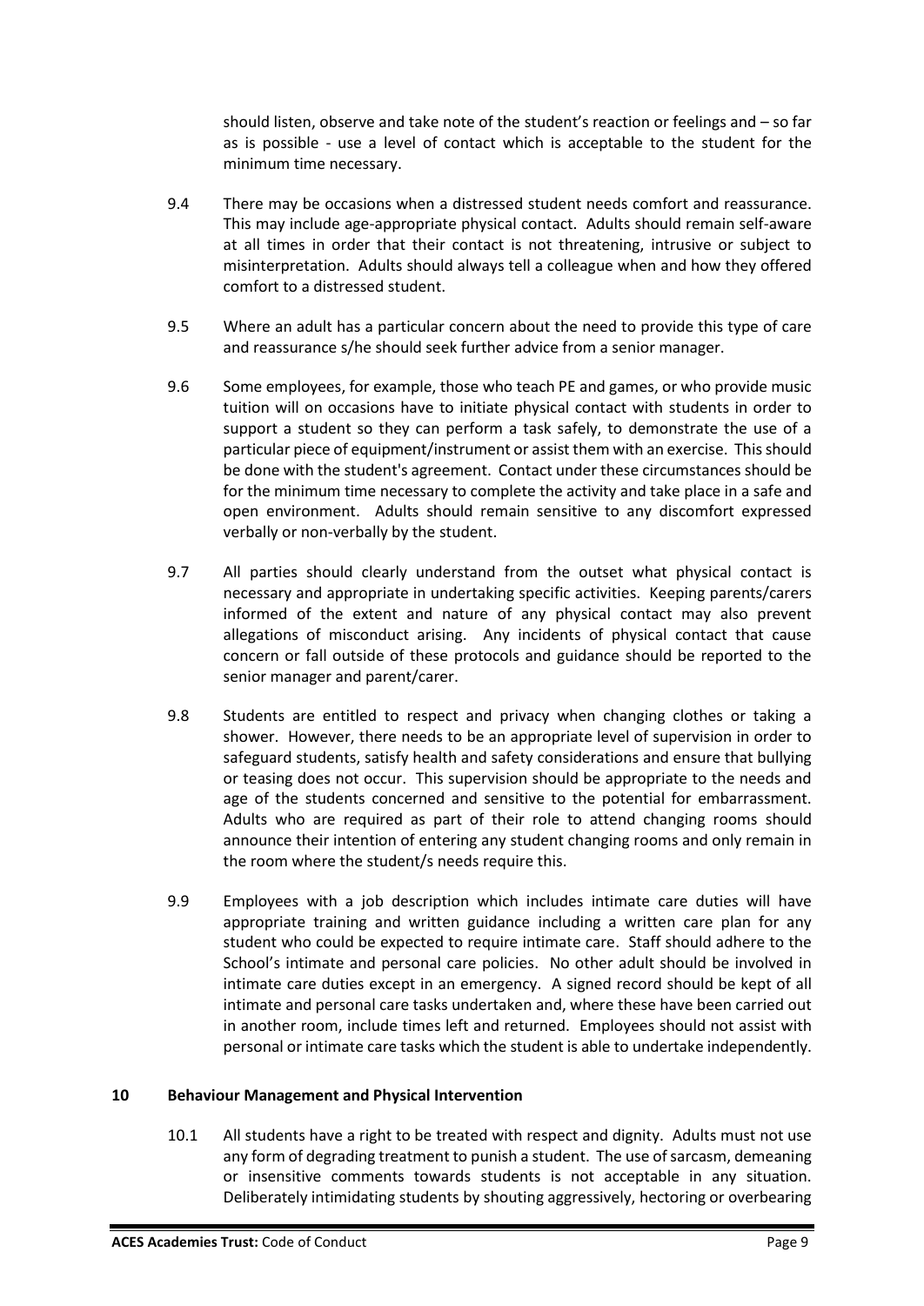should listen, observe and take note of the student's reaction or feelings and – so far as is possible - use a level of contact which is acceptable to the student for the minimum time necessary.

9.4 There may be occasions when a distressed student needs comfort and reassurance. This may include age-appropriate physical contact. Adults should remain self-aware at all times in order that their contact is not threatening, intrusive or subject to misinterpretation. Adults should always tell a colleague when and how they offered comfort to a distressed student.

9.5 Where an adult has a particular concern about the need to provide this type of care and reassurance s/he should seek further advice from a senior manager.

9.6 Some employees, for example, those who teach PE and games, or who provide music tuition will on occasions have to initiate physical contact with students in order to support a student so they can perform a task safely, to demonstrate the use of a particular piece of equipment/instrument or assist them with an exercise. This should be done with the student's agreement. Contact under these circumstances should be for the minimum time necessary to complete the activity and take place in a safe and open environment. Adults should remain sensitive to any discomfort expressed verbally or non-verbally by the student.

9.7 All parties should clearly understand from the outset what physical contact is necessary and appropriate in undertaking specific activities. Keeping parents/carers informed of the extent and nature of any physical contact may also prevent allegations of misconduct arising. Any incidents of physical contact that cause concern or fall outside of these protocols and guidance should be reported to the senior manager and parent/carer.

9.8 Students are entitled to respect and privacy when changing clothes or taking a shower. However, there needs to be an appropriate level of supervision in order to safeguard students, satisfy health and safety considerations and ensure that bullying or teasing does not occur. This supervision should be appropriate to the needs and age of the students concerned and sensitive to the potential for embarrassment. Adults who are required as part of their role to attend changing rooms should announce their intention of entering any student changing rooms and only remain in the room where the student/s needs require this.

9.9 Employees with a job description which includes intimate care duties will have appropriate training and written guidance including a written care plan for any student who could be expected to require intimate care. Staff should adhere to the School's intimate and personal care policies. No other adult should be involved in intimate care duties except in an emergency. A signed record should be kept of all intimate and personal care tasks undertaken and, where these have been carried out in another room, include times left and returned. Employees should not assist with personal or intimate care tasks which the student is able to undertake independently.

## 10 Behaviour Management and Physical Intervention

10.1 All students have a right to be treated with respect and dignity. Adults must not use any form of degrading treatment to punish a student. The use of sarcasm, demeaning or insensitive comments towards students is not acceptable in any situation. Deliberately intimidating students by shouting aggressively, hectoring or overbearing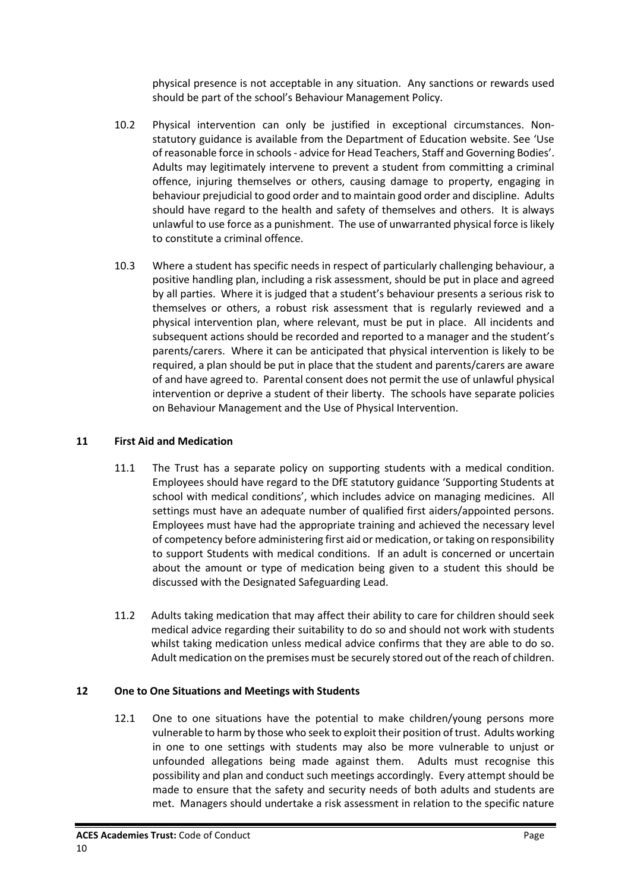physical presence is not acceptable in any situation. Any sanctions or rewards used should be part of the school's Behaviour Management Policy.

10.2 Physical intervention can only be justified in exceptional circumstances. Non-statutory guidance is available from the Department of Education website. See 'Use of reasonable force in schools - advice for Head Teachers, Staff and Governing Bodies'. Adults may legitimately intervene to prevent a student from committing a criminal offence, injuring themselves or others, causing damage to property, engaging in behaviour prejudicial to good order and to maintain good order and discipline. Adults should have regard to the health and safety of themselves and others. It is always unlawful to use force as a punishment. The use of unwarranted physical force is likely to constitute a criminal offence.

10.3 Where a student has specific needs in respect of particularly challenging behaviour, a positive handling plan, including a risk assessment, should be put in place and agreed by all parties. Where it is judged that a student's behaviour presents a serious risk to themselves or others, a robust risk assessment that is regularly reviewed and a physical intervention plan, where relevant, must be put in place. All incidents and subsequent actions should be recorded and reported to a manager and the student's parents/carers. Where it can be anticipated that physical intervention is likely to be required, a plan should be put in place that the student and parents/carers are aware of and have agreed to. Parental consent does not permit the use of unlawful physical intervention or deprive a student of their liberty. The schools have separate policies on Behaviour Management and the Use of Physical Intervention.

## 11 First Aid and Medication

11.1 The Trust has a separate policy on supporting students with a medical condition. Employees should have regard to the DfE statutory guidance 'Supporting Students at school with medical conditions', which includes advice on managing medicines. All settings must have an adequate number of qualified first aiders/appointed persons. Employees must have had the appropriate training and achieved the necessary level of competency before administering first aid or medication, or taking on responsibility to support Students with medical conditions. If an adult is concerned or uncertain about the amount or type of medication being given to a student this should be discussed with the Designated Safeguarding Lead.

11.2 Adults taking medication that may affect their ability to care for children should seek medical advice regarding their suitability to do so and should not work with students whilst taking medication unless medical advice confirms that they are able to do so. Adult medication on the premises must be securely stored out of the reach of children.

## 12 One to One Situations and Meetings with Students

12.1 One to one situations have the potential to make children/young persons more vulnerable to harm by those who seek to exploit their position of trust. Adults working in one to one settings with students may also be more vulnerable to unjust or unfounded allegations being made against them. Adults must recognise this possibility and plan and conduct such meetings accordingly. Every attempt should be made to ensure that the safety and security needs of both adults and students are met. Managers should undertake a risk assessment in relation to the specific nature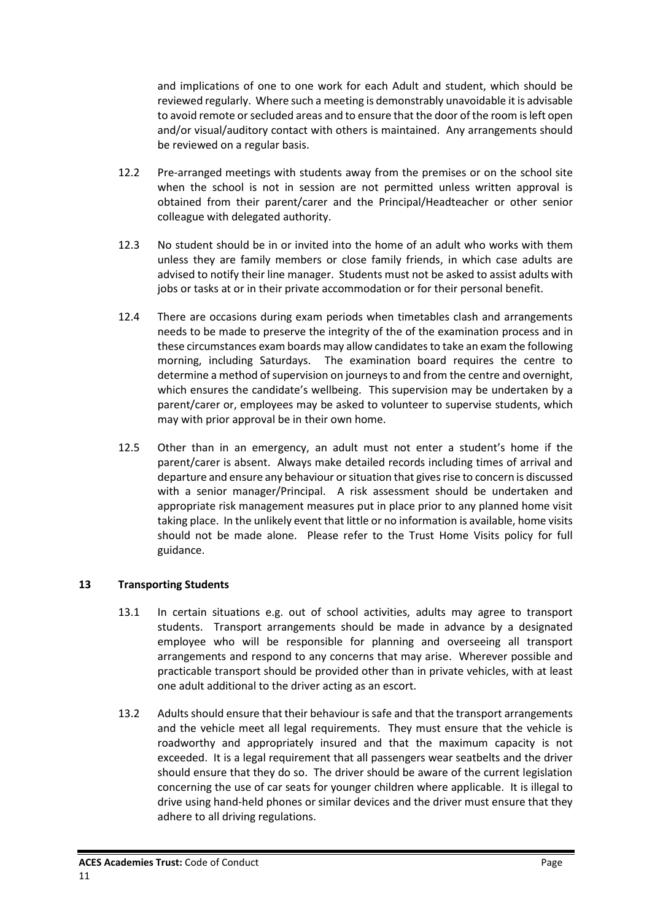and implications of one to one work for each Adult and student, which should be reviewed regularly. Where such a meeting is demonstrably unavoidable it is advisable to avoid remote or secluded areas and to ensure that the door of the room is left open and/or visual/auditory contact with others is maintained. Any arrangements should be reviewed on a regular basis.

12.2 Pre-arranged meetings with students away from the premises or on the school site when the school is not in session are not permitted unless written approval is obtained from their parent/carer and the Principal/Headteacher or other senior colleague with delegated authority.

12.3 No student should be in or invited into the home of an adult who works with them unless they are family members or close family friends, in which case adults are advised to notify their line manager. Students must not be asked to assist adults with jobs or tasks at or in their private accommodation or for their personal benefit.

12.4 There are occasions during exam periods when timetables clash and arrangements needs to be made to preserve the integrity of the of the examination process and in these circumstances exam boards may allow candidates to take an exam the following morning, including Saturdays. The examination board requires the centre to determine a method of supervision on journeys to and from the centre and overnight, which ensures the candidate's wellbeing. This supervision may be undertaken by a parent/carer or, employees may be asked to volunteer to supervise students, which may with prior approval be in their own home.

12.5 Other than in an emergency, an adult must not enter a student's home if the parent/carer is absent. Always make detailed records including times of arrival and departure and ensure any behaviour or situation that gives rise to concern is discussed with a senior manager/Principal. A risk assessment should be undertaken and appropriate risk management measures put in place prior to any planned home visit taking place. In the unlikely event that little or no information is available, home visits should not be made alone. Please refer to the Trust Home Visits policy for full guidance.

## 13 Transporting Students

13.1 In certain situations e.g. out of school activities, adults may agree to transport students. Transport arrangements should be made in advance by a designated employee who will be responsible for planning and overseeing all transport arrangements and respond to any concerns that may arise. Wherever possible and practicable transport should be provided other than in private vehicles, with at least one adult additional to the driver acting as an escort.

13.2 Adults should ensure that their behaviour is safe and that the transport arrangements and the vehicle meet all legal requirements. They must ensure that the vehicle is roadworthy and appropriately insured and that the maximum capacity is not exceeded. It is a legal requirement that all passengers wear seatbelts and the driver should ensure that they do so. The driver should be aware of the current legislation concerning the use of car seats for younger children where applicable. It is illegal to drive using hand-held phones or similar devices and the driver must ensure that they adhere to all driving regulations.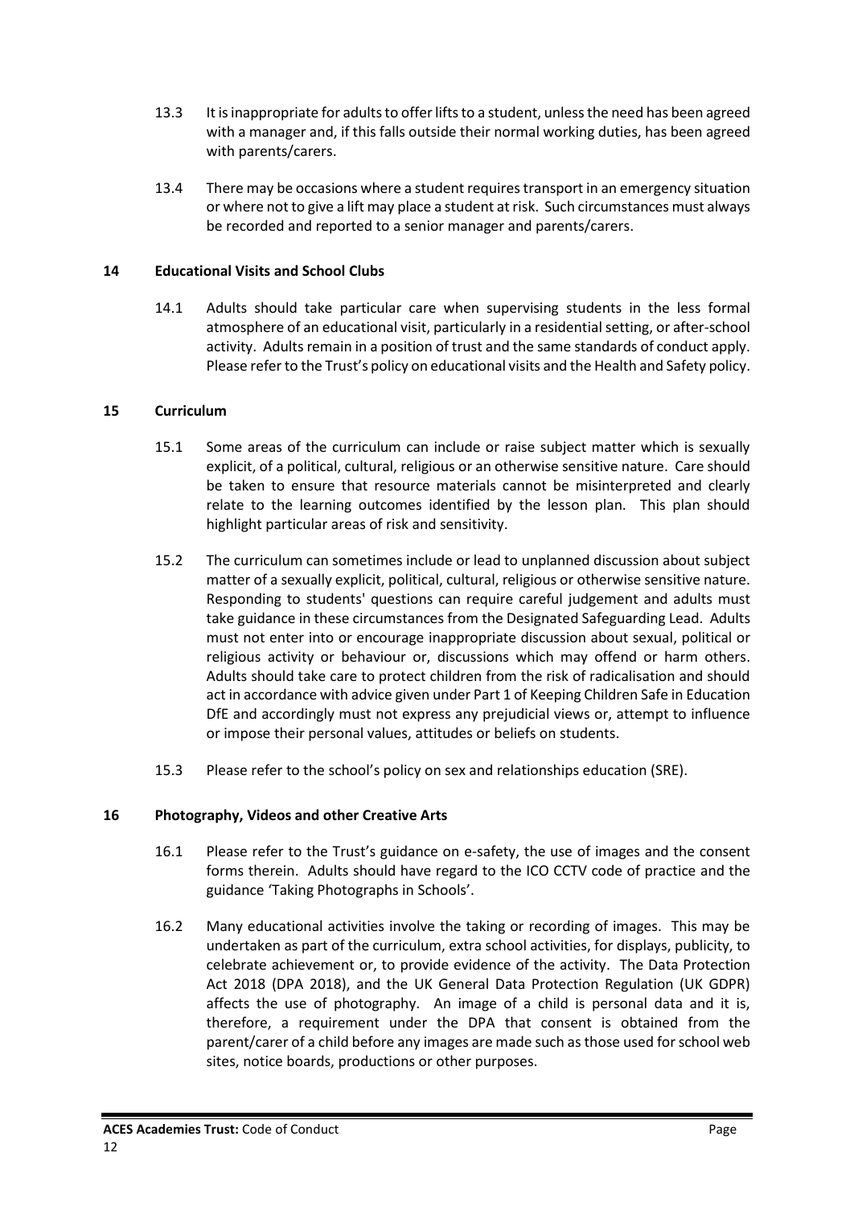13.3 It is inappropriate for adults to offer lifts to a student, unless the need has been agreed with a manager and, if this falls outside their normal working duties, has been agreed with parents/carers.

13.4 There may be occasions where a student requires transport in an emergency situation or where not to give a lift may place a student at risk. Such circumstances must always be recorded and reported to a senior manager and parents/carers.

## 14 Educational Visits and School Clubs

14.1 Adults should take particular care when supervising students in the less formal atmosphere of an educational visit, particularly in a residential setting, or after-school activity. Adults remain in a position of trust and the same standards of conduct apply. Please refer to the Trust's policy on educational visits and the Health and Safety policy.

## 15 Curriculum

15.1 Some areas of the curriculum can include or raise subject matter which is sexually explicit, of a political, cultural, religious or an otherwise sensitive nature. Care should be taken to ensure that resource materials cannot be misinterpreted and clearly relate to the learning outcomes identified by the lesson plan. This plan should highlight particular areas of risk and sensitivity.

15.2 The curriculum can sometimes include or lead to unplanned discussion about subject matter of a sexually explicit, political, cultural, religious or otherwise sensitive nature. Responding to students' questions can require careful judgement and adults must take guidance in these circumstances from the Designated Safeguarding Lead. Adults must not enter into or encourage inappropriate discussion about sexual, political or religious activity or behaviour or, discussions which may offend or harm others. Adults should take care to protect children from the risk of radicalisation and should act in accordance with advice given under Part 1 of Keeping Children Safe in Education DfE and accordingly must not express any prejudicial views or, attempt to influence or impose their personal values, attitudes or beliefs on students.

15.3 Please refer to the school's policy on sex and relationships education (SRE).

## 16 Photography, Videos and other Creative Arts

16.1 Please refer to the Trust's guidance on e-safety, the use of images and the consent forms therein. Adults should have regard to the ICO CCTV code of practice and the guidance 'Taking Photographs in Schools'.

16.2 Many educational activities involve the taking or recording of images. This may be undertaken as part of the curriculum, extra school activities, for displays, publicity, to celebrate achievement or, to provide evidence of the activity. The Data Protection Act 2018 (DPA 2018), and the UK General Data Protection Regulation (UK GDPR) affects the use of photography. An image of a child is personal data and it is, therefore, a requirement under the DPA that consent is obtained from the parent/carer of a child before any images are made such as those used for school web sites, notice boards, productions or other purposes.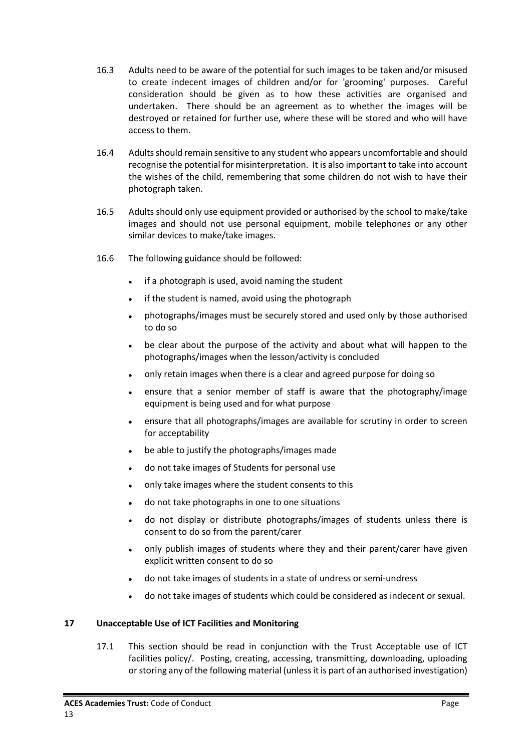16.3 Adults need to be aware of the potential for such images to be taken and/or misused to create indecent images of children and/or for 'grooming' purposes. Careful consideration should be given as to how these activities are organised and undertaken. There should be an agreement as to whether the images will be destroyed or retained for further use, where these will be stored and who will have access to them.

16.4 Adults should remain sensitive to any student who appears uncomfortable and should recognise the potential for misinterpretation. It is also important to take into account the wishes of the child, remembering that some children do not wish to have their photograph taken.

16.5 Adults should only use equipment provided or authorised by the school to make/take images and should not use personal equipment, mobile telephones or any other similar devices to make/take images.

16.6 The following guidance should be followed:

- if a photograph is used, avoid naming the student
- if the student is named, avoid using the photograph
- photographs/images must be securely stored and used only by those authorised to do so
- be clear about the purpose of the activity and about what will happen to the photographs/images when the lesson/activity is concluded
- only retain images when there is a clear and agreed purpose for doing so
- ensure that a senior member of staff is aware that the photography/image equipment is being used and for what purpose
- ensure that all photographs/images are available for scrutiny in order to screen for acceptability
- be able to justify the photographs/images made
- do not take images of Students for personal use
- only take images where the student consents to this
- do not take photographs in one to one situations
- do not display or distribute photographs/images of students unless there is consent to do so from the parent/carer
- only publish images of students where they and their parent/carer have given explicit written consent to do so
- do not take images of students in a state of undress or semi-undress
- do not take images of students which could be considered as indecent or sexual.

## 17 Unacceptable Use of ICT Facilities and Monitoring

17.1 This section should be read in conjunction with the Trust Acceptable use of ICT facilities policy/. Posting, creating, accessing, transmitting, downloading, uploading or storing any of the following material (unless it is part of an authorised investigation)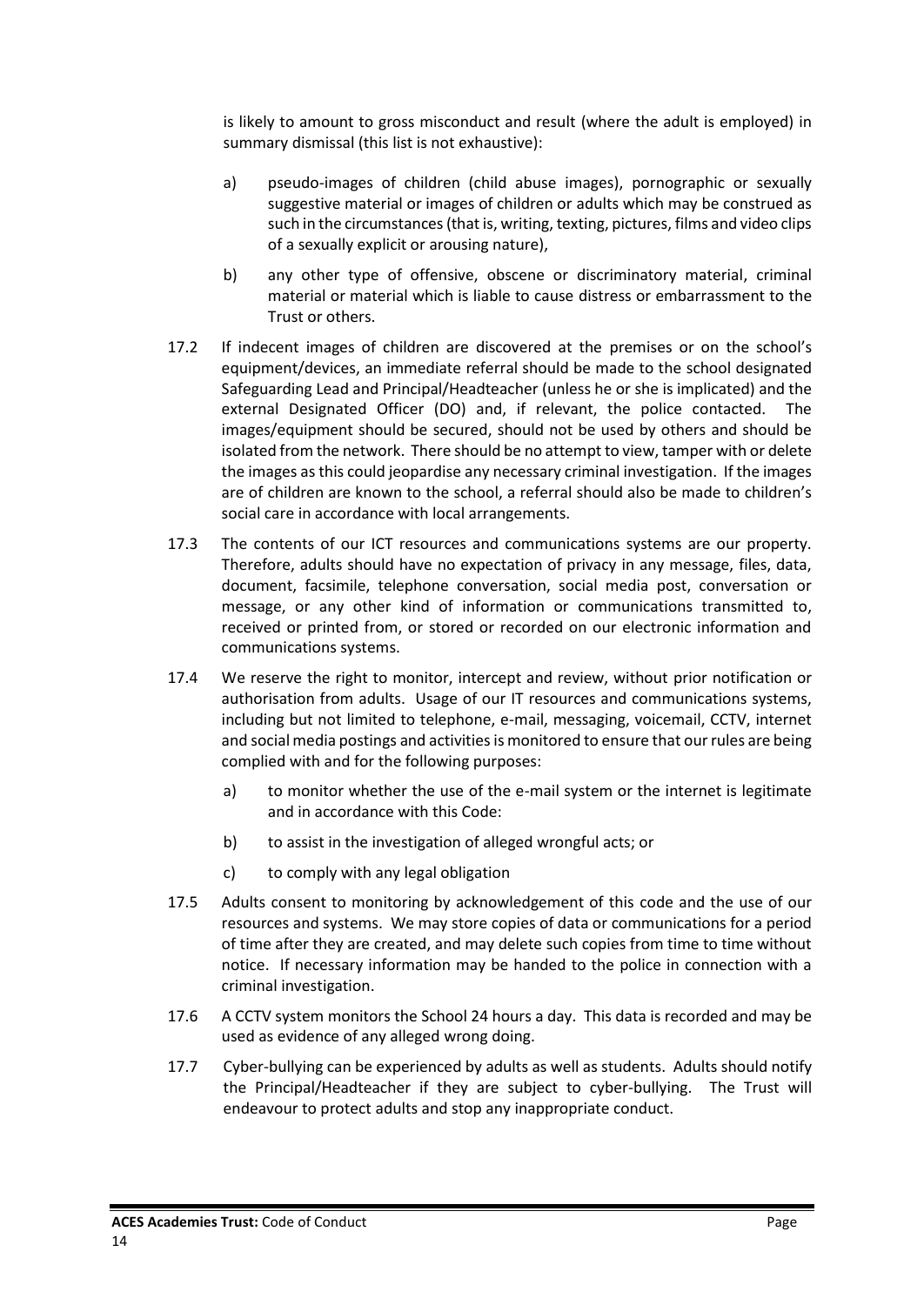is likely to amount to gross misconduct and result (where the adult is employed) in summary dismissal (this list is not exhaustive):

a) pseudo-images of children (child abuse images), pornographic or sexually suggestive material or images of children or adults which may be construed as such in the circumstances (that is, writing, texting, pictures, films and video clips of a sexually explicit or arousing nature),

b) any other type of offensive, obscene or discriminatory material, criminal material or material which is liable to cause distress or embarrassment to the Trust or others.

17.2 If indecent images of children are discovered at the premises or on the school's equipment/devices, an immediate referral should be made to the school designated Safeguarding Lead and Principal/Headteacher (unless he or she is implicated) and the external Designated Officer (DO) and, if relevant, the police contacted. The images/equipment should be secured, should not be used by others and should be isolated from the network. There should be no attempt to view, tamper with or delete the images as this could jeopardise any necessary criminal investigation. If the images are of children are known to the school, a referral should also be made to children's social care in accordance with local arrangements.

17.3 The contents of our ICT resources and communications systems are our property. Therefore, adults should have no expectation of privacy in any message, files, data, document, facsimile, telephone conversation, social media post, conversation or message, or any other kind of information or communications transmitted to, received or printed from, or stored or recorded on our electronic information and communications systems.

17.4 We reserve the right to monitor, intercept and review, without prior notification or authorisation from adults. Usage of our IT resources and communications systems, including but not limited to telephone, e-mail, messaging, voicemail, CCTV, internet and social media postings and activities is monitored to ensure that our rules are being complied with and for the following purposes:

a) to monitor whether the use of the e-mail system or the internet is legitimate and in accordance with this Code:

b) to assist in the investigation of alleged wrongful acts; or

c) to comply with any legal obligation

17.5 Adults consent to monitoring by acknowledgement of this code and the use of our resources and systems. We may store copies of data or communications for a period of time after they are created, and may delete such copies from time to time without notice. If necessary information may be handed to the police in connection with a criminal investigation.

17.6 A CCTV system monitors the School 24 hours a day. This data is recorded and may be used as evidence of any alleged wrong doing.

17.7 Cyber-bullying can be experienced by adults as well as students. Adults should notify the Principal/Headteacher if they are subject to cyber-bullying. The Trust will endeavour to protect adults and stop any inappropriate conduct.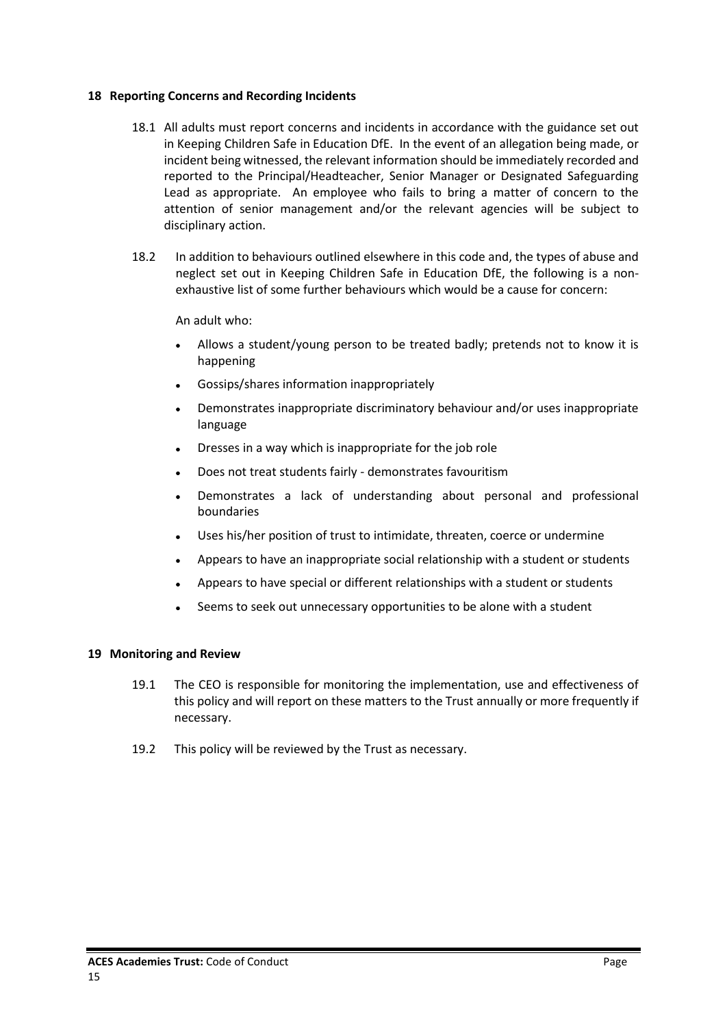## 18 Reporting Concerns and Recording Incidents

18.1 All adults must report concerns and incidents in accordance with the guidance set out in Keeping Children Safe in Education DfE. In the event of an allegation being made, or incident being witnessed, the relevant information should be immediately recorded and reported to the Principal/Headteacher, Senior Manager or Designated Safeguarding Lead as appropriate. An employee who fails to bring a matter of concern to the attention of senior management and/or the relevant agencies will be subject to disciplinary action.

18.2 In addition to behaviours outlined elsewhere in this code and, the types of abuse and neglect set out in Keeping Children Safe in Education DfE, the following is a non-exhaustive list of some further behaviours which would be a cause for concern:

An adult who:

- Allows a student/young person to be treated badly; pretends not to know it is happening
- Gossips/shares information inappropriately
- Demonstrates inappropriate discriminatory behaviour and/or uses inappropriate language
- Dresses in a way which is inappropriate for the job role
- Does not treat students fairly - demonstrates favouritism
- Demonstrates a lack of understanding about personal and professional boundaries
- Uses his/her position of trust to intimidate, threaten, coerce or undermine
- Appears to have an inappropriate social relationship with a student or students
- Appears to have special or different relationships with a student or students
- Seems to seek out unnecessary opportunities to be alone with a student

## 19 Monitoring and Review

19.1 The CEO is responsible for monitoring the implementation, use and effectiveness of this policy and will report on these matters to the Trust annually or more frequently if necessary.

19.2 This policy will be reviewed by the Trust as necessary.